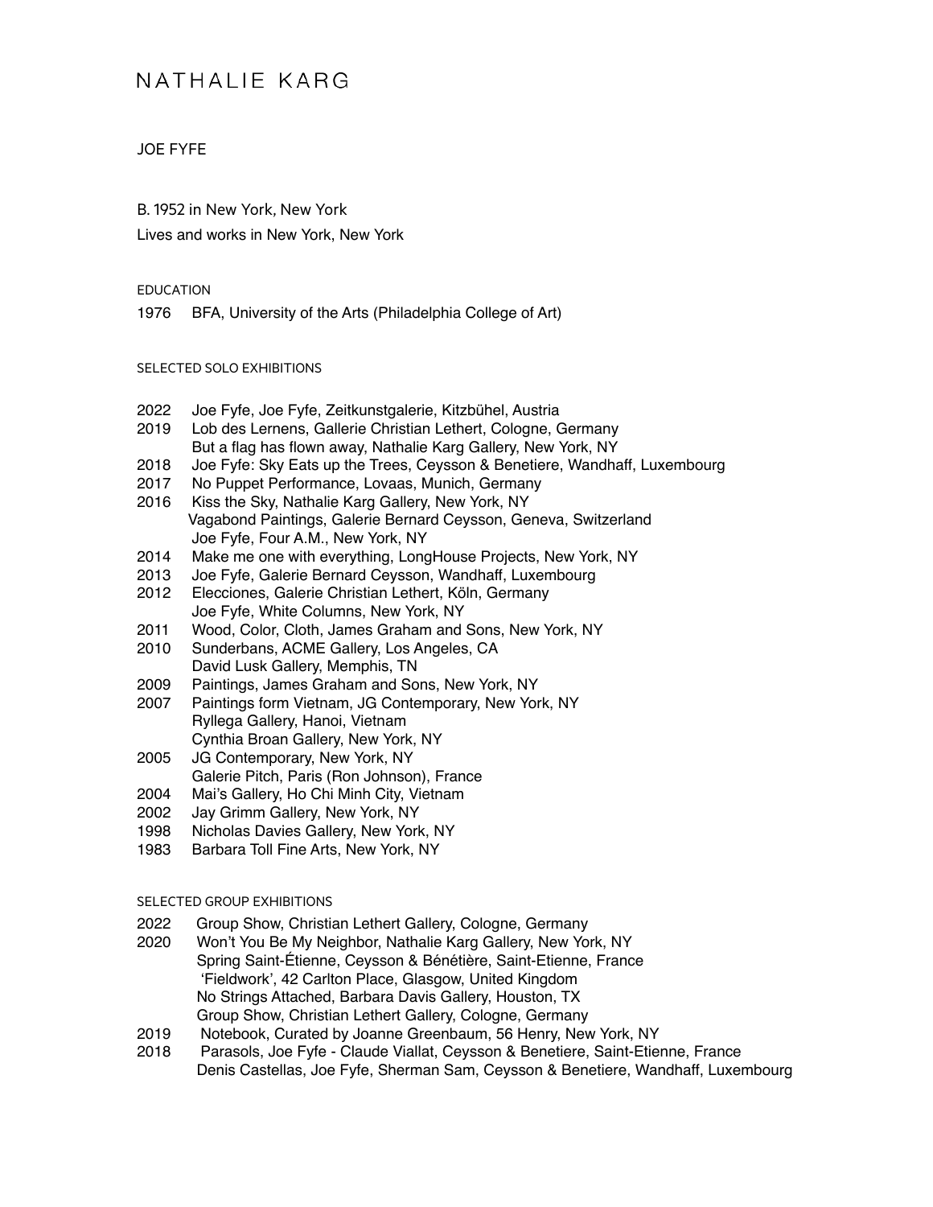# NATHALIE KARG

## JOE FYFE

B. 1952 in New York, New York

Lives and works in New York, New York

### EDUCATION

1976 BFA, University of the Arts (Philadelphia College of Art)

### SELECTED SOLO EXHIBITIONS

2022 Joe Fyfe, Joe Fyfe, Zeitkunstgalerie, Kitzbühel, Austria
2019 Lob des Lernens, Gallerie Christian Lethert, Cologne, Germany
But a flag has flown away, Nathalie Karg Gallery, New York, NY
2018 Joe Fyfe: Sky Eats up the Trees, Ceysson & Benetiere, Wandhaff, Luxembourg
2017 No Puppet Performance, Lovaas, Munich, Germany
2016 Kiss the Sky, Nathalie Karg Gallery, New York, NY
Vagabond Paintings, Galerie Bernard Ceysson, Geneva, Switzerland
Joe Fyfe, Four A.M., New York, NY
2014 Make me one with everything, LongHouse Projects, New York, NY
2013 Joe Fyfe, Galerie Bernard Ceysson, Wandhaff, Luxembourg
2012 Elecciones, Galerie Christian Lethert, Köln, Germany
Joe Fyfe, White Columns, New York, NY
2011 Wood, Color, Cloth, James Graham and Sons, New York, NY
2010 Sunderbans, ACME Gallery, Los Angeles, CA
David Lusk Gallery, Memphis, TN
2009 Paintings, James Graham and Sons, New York, NY
2007 Paintings form Vietnam, JG Contemporary, New York, NY
Ryllega Gallery, Hanoi, Vietnam
Cynthia Broan Gallery, New York, NY
2005 JG Contemporary, New York, NY
Galerie Pitch, Paris (Ron Johnson), France
2004 Mai's Gallery, Ho Chi Minh City, Vietnam
2002 Jay Grimm Gallery, New York, NY
1998 Nicholas Davies Gallery, New York, NY
1983 Barbara Toll Fine Arts, New York, NY

### SELECTED GROUP EXHIBITIONS

2022 Group Show, Christian Lethert Gallery, Cologne, Germany
2020 Won't You Be My Neighbor, Nathalie Karg Gallery, New York, NY
Spring Saint-Étienne, Ceysson & Bénétière, Saint-Etienne, France
'Fieldwork', 42 Carlton Place, Glasgow, United Kingdom
No Strings Attached, Barbara Davis Gallery, Houston, TX
Group Show, Christian Lethert Gallery, Cologne, Germany
2019 Notebook, Curated by Joanne Greenbaum, 56 Henry, New York, NY
2018 Parasols, Joe Fyfe - Claude Viallat, Ceysson & Benetiere, Saint-Etienne, France
Denis Castellas, Joe Fyfe, Sherman Sam, Ceysson & Benetiere, Wandhaff, Luxembourg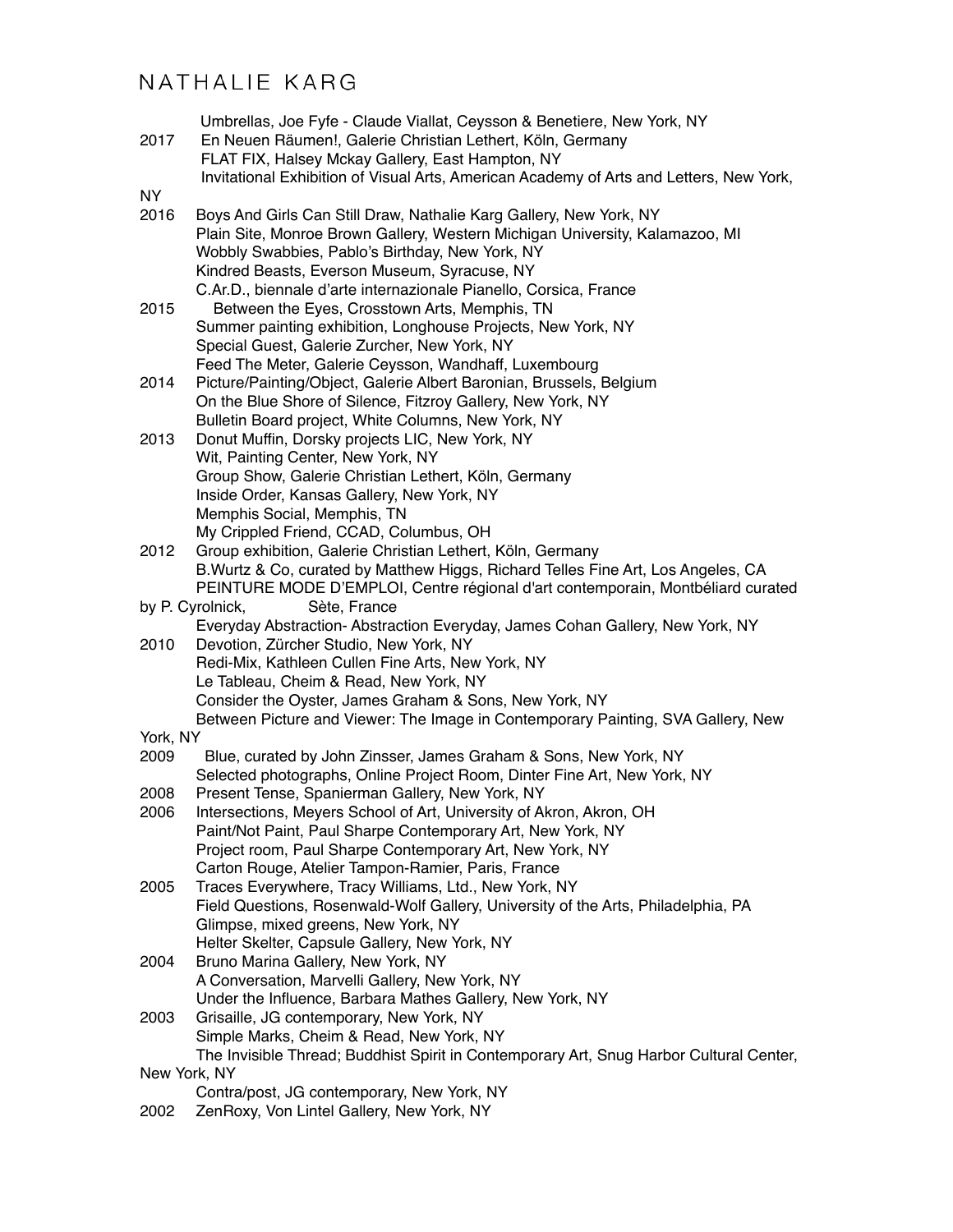Umbrellas, Joe Fyfe - Claude Viallat, Ceysson & Benetiere, New York, NY

2017 En Neuen Räumen!, Galerie Christian Lethert, Köln, Germany
FLAT FIX, Halsey Mckay Gallery, East Hampton, NY
Invitational Exhibition of Visual Arts, American Academy of Arts and Letters, New York, NY

2016 Boys And Girls Can Still Draw, Nathalie Karg Gallery, New York, NY
Plain Site, Monroe Brown Gallery, Western Michigan University, Kalamazoo, MI
Wobbly Swabbies, Pablo's Birthday, New York, NY
Kindred Beasts, Everson Museum, Syracuse, NY
C.Ar.D., biennale d'arte internazionale Pianello, Corsica, France

2015 Between the Eyes, Crosstown Arts, Memphis, TN
Summer painting exhibition, Longhouse Projects, New York, NY
Special Guest, Galerie Zurcher, New York, NY
Feed The Meter, Galerie Ceysson, Wandhaff, Luxembourg

2014 Picture/Painting/Object, Galerie Albert Baronian, Brussels, Belgium
On the Blue Shore of Silence, Fitzroy Gallery, New York, NY
Bulletin Board project, White Columns, New York, NY

2013 Donut Muffin, Dorsky projects LIC, New York, NY
Wit, Painting Center, New York, NY
Group Show, Galerie Christian Lethert, Köln, Germany
Inside Order, Kansas Gallery, New York, NY
Memphis Social, Memphis, TN
My Crippled Friend, CCAD, Columbus, OH

2012 Group exhibition, Galerie Christian Lethert, Köln, Germany
B.Wurtz & Co, curated by Matthew Higgs, Richard Telles Fine Art, Los Angeles, CA
PEINTURE MODE D'EMPLOI, Centre régional d'art contemporain, Montbéliard curated by P. Cyrolnick, Sète, France
Everyday Abstraction- Abstraction Everyday, James Cohan Gallery, New York, NY

2010 Devotion, Zürcher Studio, New York, NY
Redi-Mix, Kathleen Cullen Fine Arts, New York, NY
Le Tableau, Cheim & Read, New York, NY
Consider the Oyster, James Graham & Sons, New York, NY
Between Picture and Viewer: The Image in Contemporary Painting, SVA Gallery, New York, NY

2009 Blue, curated by John Zinsser, James Graham & Sons, New York, NY
Selected photographs, Online Project Room, Dinter Fine Art, New York, NY

2008 Present Tense, Spanierman Gallery, New York, NY

2006 Intersections, Meyers School of Art, University of Akron, Akron, OH
Paint/Not Paint, Paul Sharpe Contemporary Art, New York, NY
Project room, Paul Sharpe Contemporary Art, New York, NY
Carton Rouge, Atelier Tampon-Ramier, Paris, France

2005 Traces Everywhere, Tracy Williams, Ltd., New York, NY
Field Questions, Rosenwald-Wolf Gallery, University of the Arts, Philadelphia, PA
Glimpse, mixed greens, New York, NY
Helter Skelter, Capsule Gallery, New York, NY

2004 Bruno Marina Gallery, New York, NY
A Conversation, Marvelli Gallery, New York, NY
Under the Influence, Barbara Mathes Gallery, New York, NY

2003 Grisaille, JG contemporary, New York, NY
Simple Marks, Cheim & Read, New York, NY
The Invisible Thread; Buddhist Spirit in Contemporary Art, Snug Harbor Cultural Center, New York, NY
Contra/post, JG contemporary, New York, NY

2002 ZenRoxy, Von Lintel Gallery, New York, NY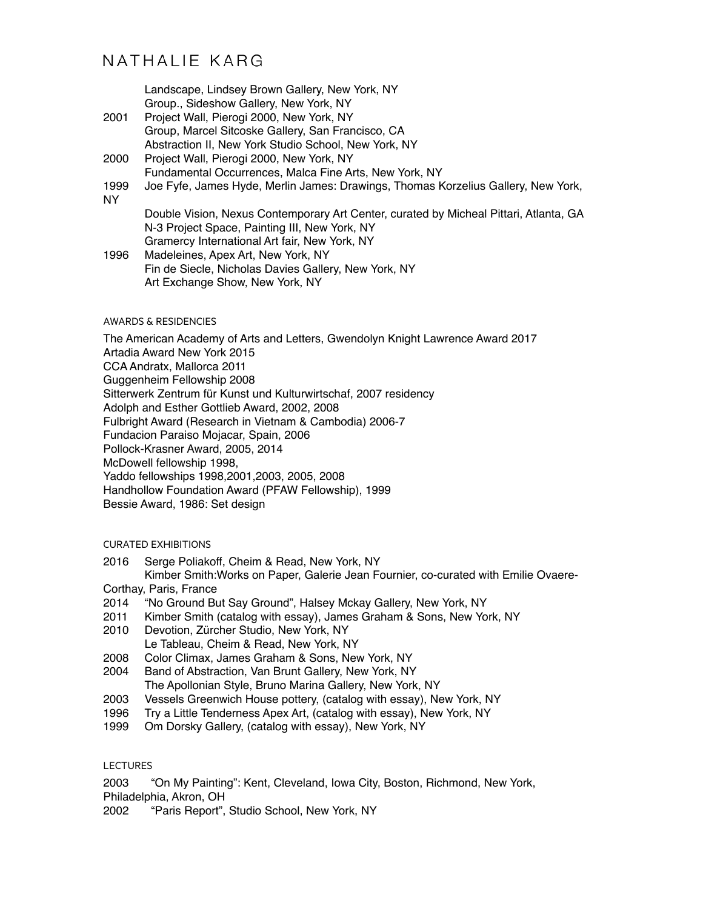Landscape, Lindsey Brown Gallery, New York, NY
Group., Sideshow Gallery, New York, NY

2001 Project Wall, Pierogi 2000, New York, NY
Group, Marcel Sitcoske Gallery, San Francisco, CA
Abstraction II, New York Studio School, New York, NY

2000 Project Wall, Pierogi 2000, New York, NY
Fundamental Occurrences, Malca Fine Arts, New York, NY

1999 Joe Fyfe, James Hyde, Merlin James: Drawings, Thomas Korzelius Gallery, New York, NY
Double Vision, Nexus Contemporary Art Center, curated by Micheal Pittari, Atlanta, GA
N-3 Project Space, Painting III, New York, NY
Gramercy International Art fair, New York, NY

1996 Madeleines, Apex Art, New York, NY
Fin de Siecle, Nicholas Davies Gallery, New York, NY
Art Exchange Show, New York, NY

## AWARDS & RESIDENCIES

The American Academy of Arts and Letters, Gwendolyn Knight Lawrence Award 2017
Artadia Award New York 2015
CCA Andratx, Mallorca 2011
Guggenheim Fellowship 2008
Sitterwerk Zentrum für Kunst und Kulturwirtschaf, 2007 residency
Adolph and Esther Gottlieb Award, 2002, 2008
Fulbright Award (Research in Vietnam & Cambodia) 2006-7
Fundacion Paraiso Mojacar, Spain, 2006
Pollock-Krasner Award, 2005, 2014
McDowell fellowship 1998,
Yaddo fellowships 1998,2001,2003, 2005, 2008
Handhollow Foundation Award (PFAW Fellowship), 1999
Bessie Award, 1986: Set design

## CURATED EXHIBITIONS

2016 Serge Poliakoff, Cheim & Read, New York, NY
Kimber Smith:Works on Paper, Galerie Jean Fournier, co-curated with Emilie Ovaere-Corthay, Paris, France

2014 "No Ground But Say Ground", Halsey Mckay Gallery, New York, NY

2011 Kimber Smith (catalog with essay), James Graham & Sons, New York, NY

2010 Devotion, Zürcher Studio, New York, NY
Le Tableau, Cheim & Read, New York, NY

2008 Color Climax, James Graham & Sons, New York, NY

2004 Band of Abstraction, Van Brunt Gallery, New York, NY
The Apollonian Style, Bruno Marina Gallery, New York, NY

2003 Vessels Greenwich House pottery, (catalog with essay), New York, NY

1996 Try a Little Tenderness Apex Art, (catalog with essay), New York, NY

1999 Om Dorsky Gallery, (catalog with essay), New York, NY

## LECTURES

2003 "On My Painting": Kent, Cleveland, Iowa City, Boston, Richmond, New York, Philadelphia, Akron, OH

2002 "Paris Report", Studio School, New York, NY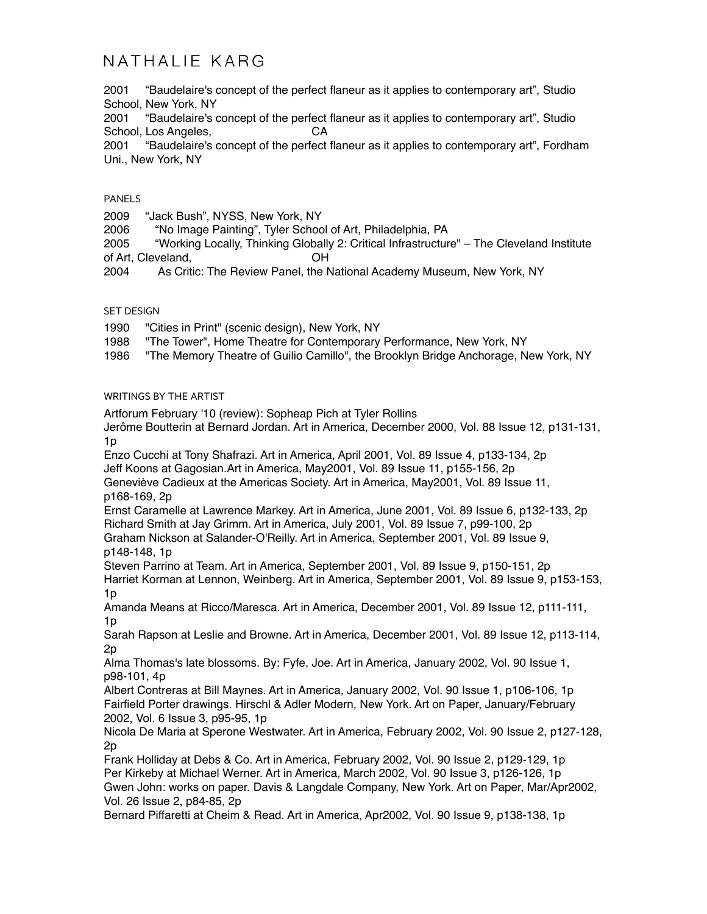2001 “Baudelaire's concept of the perfect flaneur as it applies to contemporary art”, Studio School, New York, NY

2001 “Baudelaire's concept of the perfect flaneur as it applies to contemporary art”, Studio School, Los Angeles, CA

2001 “Baudelaire's concept of the perfect flaneur as it applies to contemporary art”, Fordham Uni., New York, NY

## PANELS

2009 “Jack Bush”, NYSS, New York, NY

2006 “No Image Painting”, Tyler School of Art, Philadelphia, PA

2005 “Working Locally, Thinking Globally 2: Critical Infrastructure" – The Cleveland Institute of Art, Cleveland, OH

2004 As Critic: The Review Panel, the National Academy Museum, New York, NY

## SET DESIGN

1990 "Cities in Print" (scenic design), New York, NY

1988 "The Tower", Home Theatre for Contemporary Performance, New York, NY

1986 "The Memory Theatre of Guilio Camillo", the Brooklyn Bridge Anchorage, New York, NY

## WRITINGS BY THE ARTIST

Artforum February '10 (review): Sopheap Pich at Tyler Rollins

Jerôme Boutterin at Bernard Jordan. Art in America, December 2000, Vol. 88 Issue 12, p131-131, 1p

Enzo Cucchi at Tony Shafrazi. Art in America, April 2001, Vol. 89 Issue 4, p133-134, 2p

Jeff Koons at Gagosian.Art in America, May2001, Vol. 89 Issue 11, p155-156, 2p

Geneviève Cadieux at the Americas Society. Art in America, May2001, Vol. 89 Issue 11, p168-169, 2p

Ernst Caramelle at Lawrence Markey. Art in America, June 2001, Vol. 89 Issue 6, p132-133, 2p

Richard Smith at Jay Grimm. Art in America, July 2001, Vol. 89 Issue 7, p99-100, 2p

Graham Nickson at Salander-O'Reilly. Art in America, September 2001, Vol. 89 Issue 9, p148-148, 1p

Steven Parrino at Team. Art in America, September 2001, Vol. 89 Issue 9, p150-151, 2p

Harriet Korman at Lennon, Weinberg. Art in America, September 2001, Vol. 89 Issue 9, p153-153, 1p

Amanda Means at Ricco/Maresca. Art in America, December 2001, Vol. 89 Issue 12, p111-111, 1p

Sarah Rapson at Leslie and Browne. Art in America, December 2001, Vol. 89 Issue 12, p113-114, 2p

Alma Thomas's late blossoms. By: Fyfe, Joe. Art in America, January 2002, Vol. 90 Issue 1, p98-101, 4p

Albert Contreras at Bill Maynes. Art in America, January 2002, Vol. 90 Issue 1, p106-106, 1p

Fairfield Porter drawings. Hirschl & Adler Modern, New York. Art on Paper, January/February 2002, Vol. 6 Issue 3, p95-95, 1p

Nicola De Maria at Sperone Westwater. Art in America, February 2002, Vol. 90 Issue 2, p127-128, 2p

Frank Holliday at Debs & Co. Art in America, February 2002, Vol. 90 Issue 2, p129-129, 1p

Per Kirkeby at Michael Werner. Art in America, March 2002, Vol. 90 Issue 3, p126-126, 1p

Gwen John: works on paper. Davis & Langdale Company, New York. Art on Paper, Mar/Apr2002, Vol. 26 Issue 2, p84-85, 2p

Bernard Piffaretti at Cheim & Read. Art in America, Apr2002, Vol. 90 Issue 9, p138-138, 1p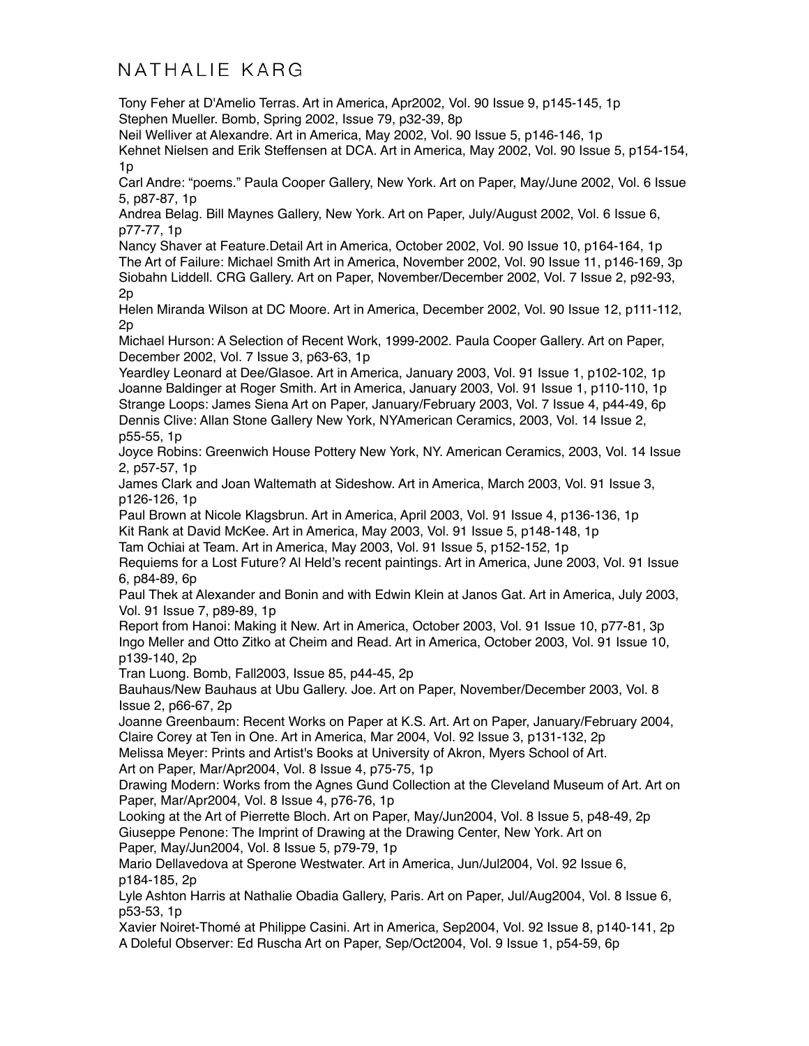Tony Feher at D'Amelio Terras. Art in America, Apr2002, Vol. 90 Issue 9, p145-145, 1p
Stephen Mueller. Bomb, Spring 2002, Issue 79, p32-39, 8p
Neil Welliver at Alexandre. Art in America, May 2002, Vol. 90 Issue 5, p146-146, 1p
Kehnet Nielsen and Erik Steffensen at DCA. Art in America, May 2002, Vol. 90 Issue 5, p154-154, 1p
Carl Andre: "poems." Paula Cooper Gallery, New York. Art on Paper, May/June 2002, Vol. 6 Issue 5, p87-87, 1p
Andrea Belag. Bill Maynes Gallery, New York. Art on Paper, July/August 2002, Vol. 6 Issue 6, p77-77, 1p
Nancy Shaver at Feature.Detail Art in America, October 2002, Vol. 90 Issue 10, p164-164, 1p
The Art of Failure: Michael Smith Art in America, November 2002, Vol. 90 Issue 11, p146-169, 3p
Siobahn Liddell. CRG Gallery. Art on Paper, November/December 2002, Vol. 7 Issue 2, p92-93, 2p
Helen Miranda Wilson at DC Moore. Art in America, December 2002, Vol. 90 Issue 12, p111-112, 2p
Michael Hurson: A Selection of Recent Work, 1999-2002. Paula Cooper Gallery. Art on Paper, December 2002, Vol. 7 Issue 3, p63-63, 1p
Yeardley Leonard at Dee/Glasoe. Art in America, January 2003, Vol. 91 Issue 1, p102-102, 1p
Joanne Baldinger at Roger Smith. Art in America, January 2003, Vol. 91 Issue 1, p110-110, 1p
Strange Loops: James Siena Art on Paper, January/February 2003, Vol. 7 Issue 4, p44-49, 6p
Dennis Clive: Allan Stone Gallery New York, NYAmerican Ceramics, 2003, Vol. 14 Issue 2, p55-55, 1p
Joyce Robins: Greenwich House Pottery New York, NY. American Ceramics, 2003, Vol. 14 Issue 2, p57-57, 1p
James Clark and Joan Waltemath at Sideshow. Art in America, March 2003, Vol. 91 Issue 3, p126-126, 1p
Paul Brown at Nicole Klagsbrun. Art in America, April 2003, Vol. 91 Issue 4, p136-136, 1p
Kit Rank at David McKee. Art in America, May 2003, Vol. 91 Issue 5, p148-148, 1p
Tam Ochiai at Team. Art in America, May 2003, Vol. 91 Issue 5, p152-152, 1p
Requiems for a Lost Future? Al Held's recent paintings. Art in America, June 2003, Vol. 91 Issue 6, p84-89, 6p
Paul Thek at Alexander and Bonin and with Edwin Klein at Janos Gat. Art in America, July 2003, Vol. 91 Issue 7, p89-89, 1p
Report from Hanoi: Making it New. Art in America, October 2003, Vol. 91 Issue 10, p77-81, 3p
Ingo Meller and Otto Zitko at Cheim and Read. Art in America, October 2003, Vol. 91 Issue 10, p139-140, 2p
Tran Luong. Bomb, Fall2003, Issue 85, p44-45, 2p
Bauhaus/New Bauhaus at Ubu Gallery. Joe. Art on Paper, November/December 2003, Vol. 8 Issue 2, p66-67, 2p
Joanne Greenbaum: Recent Works on Paper at K.S. Art. Art on Paper, January/February 2004,
Claire Corey at Ten in One. Art in America, Mar 2004, Vol. 92 Issue 3, p131-132, 2p
Melissa Meyer: Prints and Artist's Books at University of Akron, Myers School of Art. Art on Paper, Mar/Apr2004, Vol. 8 Issue 4, p75-75, 1p
Drawing Modern: Works from the Agnes Gund Collection at the Cleveland Museum of Art. Art on Paper, Mar/Apr2004, Vol. 8 Issue 4, p76-76, 1p
Looking at the Art of Pierrette Bloch. Art on Paper, May/Jun2004, Vol. 8 Issue 5, p48-49, 2p
Giuseppe Penone: The Imprint of Drawing at the Drawing Center, New York. Art on Paper, May/Jun2004, Vol. 8 Issue 5, p79-79, 1p
Mario Dellavedova at Sperone Westwater. Art in America, Jun/Jul2004, Vol. 92 Issue 6, p184-185, 2p
Lyle Ashton Harris at Nathalie Obadia Gallery, Paris. Art on Paper, Jul/Aug2004, Vol. 8 Issue 6, p53-53, 1p
Xavier Noiret-Thomé at Philippe Casini. Art in America, Sep2004, Vol. 92 Issue 8, p140-141, 2p
A Doleful Observer: Ed Ruscha Art on Paper, Sep/Oct2004, Vol. 9 Issue 1, p54-59, 6p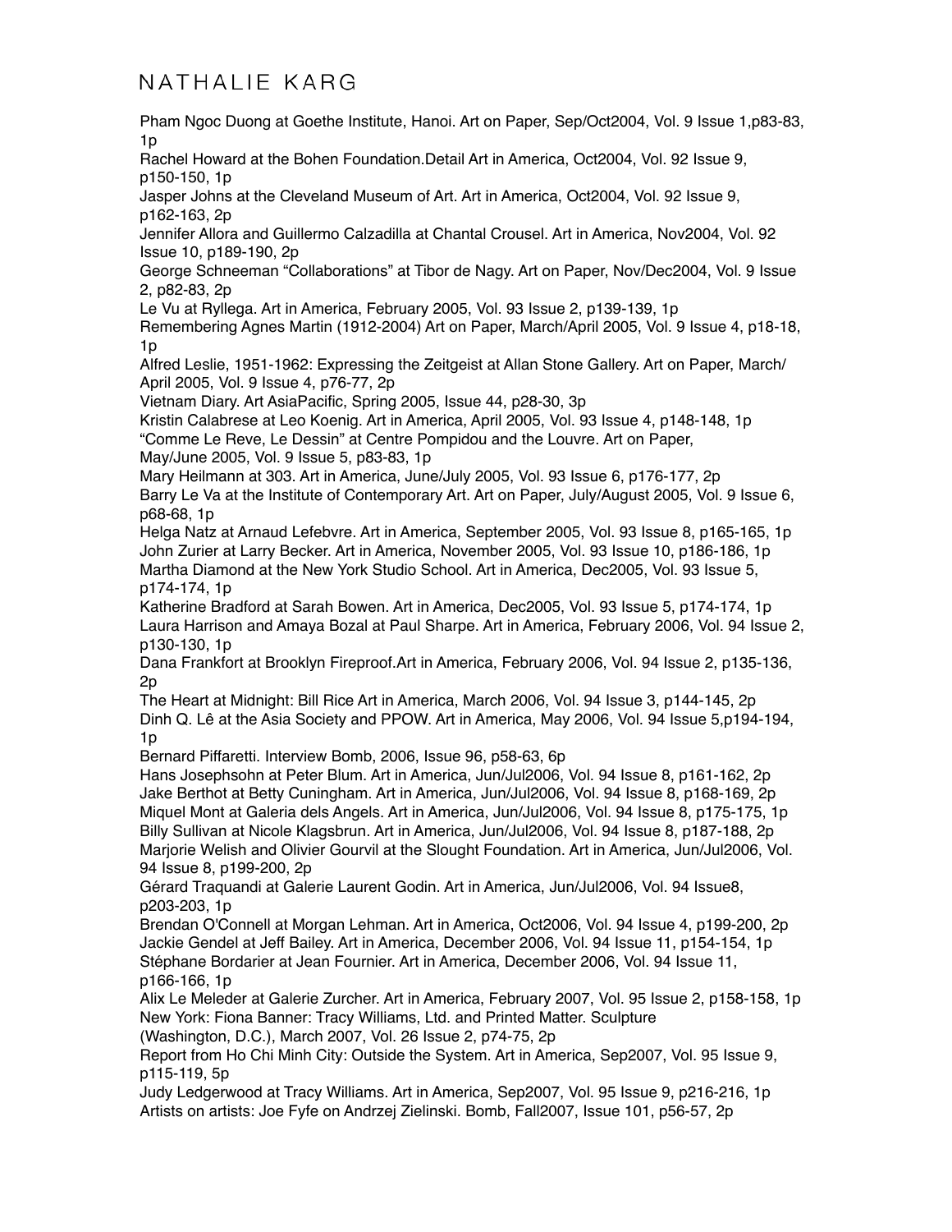Pham Ngoc Duong at Goethe Institute, Hanoi. Art on Paper, Sep/Oct2004, Vol. 9 Issue 1,p83-83, 1p

Rachel Howard at the Bohen Foundation.Detail Art in America, Oct2004, Vol. 92 Issue 9, p150-150, 1p

Jasper Johns at the Cleveland Museum of Art. Art in America, Oct2004, Vol. 92 Issue 9, p162-163, 2p

Jennifer Allora and Guillermo Calzadilla at Chantal Crousel. Art in America, Nov2004, Vol. 92 Issue 10, p189-190, 2p

George Schneeman “Collaborations” at Tibor de Nagy. Art on Paper, Nov/Dec2004, Vol. 9 Issue 2, p82-83, 2p

Le Vu at Ryllega. Art in America, February 2005, Vol. 93 Issue 2, p139-139, 1p

Remembering Agnes Martin (1912-2004) Art on Paper, March/April 2005, Vol. 9 Issue 4, p18-18, 1p

Alfred Leslie, 1951-1962: Expressing the Zeitgeist at Allan Stone Gallery. Art on Paper, March/April 2005, Vol. 9 Issue 4, p76-77, 2p

Vietnam Diary. Art AsiaPacific, Spring 2005, Issue 44, p28-30, 3p

Kristin Calabrese at Leo Koenig. Art in America, April 2005, Vol. 93 Issue 4, p148-148, 1p

“Comme Le Reve, Le Dessin” at Centre Pompidou and the Louvre. Art on Paper, May/June 2005, Vol. 9 Issue 5, p83-83, 1p

Mary Heilmann at 303. Art in America, June/July 2005, Vol. 93 Issue 6, p176-177, 2p

Barry Le Va at the Institute of Contemporary Art. Art on Paper, July/August 2005, Vol. 9 Issue 6, p68-68, 1p

Helga Natz at Arnaud Lefebvre. Art in America, September 2005, Vol. 93 Issue 8, p165-165, 1p

John Zurier at Larry Becker. Art in America, November 2005, Vol. 93 Issue 10, p186-186, 1p

Martha Diamond at the New York Studio School. Art in America, Dec2005, Vol. 93 Issue 5, p174-174, 1p

Katherine Bradford at Sarah Bowen. Art in America, Dec2005, Vol. 93 Issue 5, p174-174, 1p

Laura Harrison and Amaya Bozal at Paul Sharpe. Art in America, February 2006, Vol. 94 Issue 2, p130-130, 1p

Dana Frankfort at Brooklyn Fireproof.Art in America, February 2006, Vol. 94 Issue 2, p135-136, 2p

The Heart at Midnight: Bill Rice Art in America, March 2006, Vol. 94 Issue 3, p144-145, 2p

Dinh Q. Lê at the Asia Society and PPOW. Art in America, May 2006, Vol. 94 Issue 5,p194-194, 1p

Bernard Piffaretti. Interview Bomb, 2006, Issue 96, p58-63, 6p

Hans Josephsohn at Peter Blum. Art in America, Jun/Jul2006, Vol. 94 Issue 8, p161-162, 2p

Jake Berthot at Betty Cuningham. Art in America, Jun/Jul2006, Vol. 94 Issue 8, p168-169, 2p

Miquel Mont at Galeria dels Angels. Art in America, Jun/Jul2006, Vol. 94 Issue 8, p175-175, 1p

Billy Sullivan at Nicole Klagsbrun. Art in America, Jun/Jul2006, Vol. 94 Issue 8, p187-188, 2p

Marjorie Welish and Olivier Gourvil at the Slought Foundation. Art in America, Jun/Jul2006, Vol. 94 Issue 8, p199-200, 2p

Gérard Traquandi at Galerie Laurent Godin. Art in America, Jun/Jul2006, Vol. 94 Issue8, p203-203, 1p

Brendan O'Connell at Morgan Lehman. Art in America, Oct2006, Vol. 94 Issue 4, p199-200, 2p

Jackie Gendel at Jeff Bailey. Art in America, December 2006, Vol. 94 Issue 11, p154-154, 1p

Stéphane Bordarier at Jean Fournier. Art in America, December 2006, Vol. 94 Issue 11, p166-166, 1p

Alix Le Meleder at Galerie Zurcher. Art in America, February 2007, Vol. 95 Issue 2, p158-158, 1p

New York: Fiona Banner: Tracy Williams, Ltd. and Printed Matter. Sculpture (Washington, D.C.), March 2007, Vol. 26 Issue 2, p74-75, 2p

Report from Ho Chi Minh City: Outside the System. Art in America, Sep2007, Vol. 95 Issue 9, p115-119, 5p

Judy Ledgerwood at Tracy Williams. Art in America, Sep2007, Vol. 95 Issue 9, p216-216, 1p

Artists on artists: Joe Fyfe on Andrzej Zielinski. Bomb, Fall2007, Issue 101, p56-57, 2p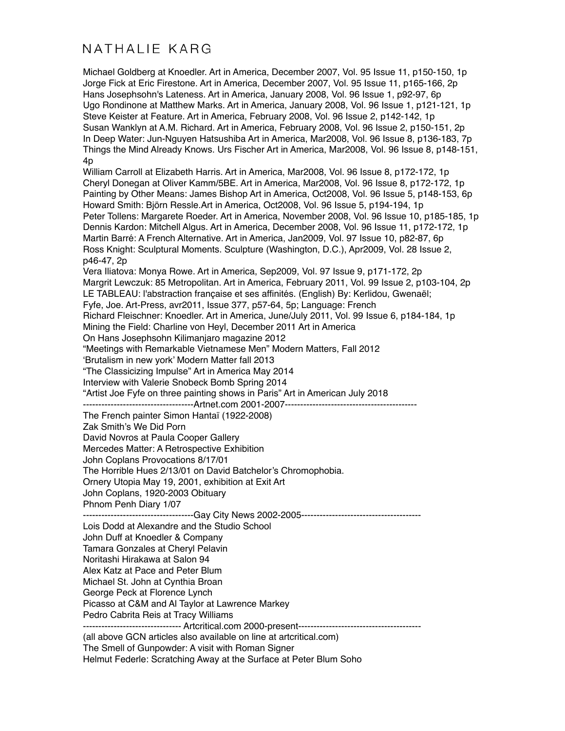Michael Goldberg at Knoedler. Art in America, December 2007, Vol. 95 Issue 11, p150-150, 1p
Jorge Fick at Eric Firestone. Art in America, December 2007, Vol. 95 Issue 11, p165-166, 2p
Hans Josephsohn's Lateness. Art in America, January 2008, Vol. 96 Issue 1, p92-97, 6p
Ugo Rondinone at Matthew Marks. Art in America, January 2008, Vol. 96 Issue 1, p121-121, 1p
Steve Keister at Feature. Art in America, February 2008, Vol. 96 Issue 2, p142-142, 1p
Susan Wanklyn at A.M. Richard. Art in America, February 2008, Vol. 96 Issue 2, p150-151, 2p
In Deep Water: Jun-Nguyen Hatsushiba Art in America, Mar2008, Vol. 96 Issue 8, p136-183, 7p
Things the Mind Already Knows. Urs Fischer Art in America, Mar2008, Vol. 96 Issue 8, p148-151, 4p
William Carroll at Elizabeth Harris. Art in America, Mar2008, Vol. 96 Issue 8, p172-172, 1p
Cheryl Donegan at Oliver Kamm/5BE. Art in America, Mar2008, Vol. 96 Issue 8, p172-172, 1p
Painting by Other Means: James Bishop Art in America, Oct2008, Vol. 96 Issue 5, p148-153, 6p
Howard Smith: Björn Ressle.Art in America, Oct2008, Vol. 96 Issue 5, p194-194, 1p
Peter Tollens: Margarete Roeder. Art in America, November 2008, Vol. 96 Issue 10, p185-185, 1p
Dennis Kardon: Mitchell Algus. Art in America, December 2008, Vol. 96 Issue 11, p172-172, 1p
Martin Barré: A French Alternative. Art in America, Jan2009, Vol. 97 Issue 10, p82-87, 6p
Ross Knight: Sculptural Moments. Sculpture (Washington, D.C.), Apr2009, Vol. 28 Issue 2, p46-47, 2p
Vera Iliatova: Monya Rowe. Art in America, Sep2009, Vol. 97 Issue 9, p171-172, 2p
Margrit Lewczuk: 85 Metropolitan. Art in America, February 2011, Vol. 99 Issue 2, p103-104, 2p
LE TABLEAU: l'abstraction française et ses affinités. (English) By: Kerlidou, Gwenaël; Fyfe, Joe. Art-Press, avr2011, Issue 377, p57-64, 5p; Language: French
Richard Fleischner: Knoedler. Art in America, June/July 2011, Vol. 99 Issue 6, p184-184, 1p
Mining the Field: Charline von Heyl, December 2011 Art in America
On Hans Josephsohn Kilimanjaro magazine 2012
"Meetings with Remarkable Vietnamese Men" Modern Matters, Fall 2012
'Brutalism in new york' Modern Matter fall 2013
"The Classicizing Impulse" Art in America May 2014
Interview with Valerie Snobeck Bomb Spring 2014
"Artist Joe Fyfe on three painting shows in Paris" Art in American July 2018

-----------------------------------Artnet.com 2001-2007------------------------------------------

The French painter Simon Hantaï (1922-2008)
Zak Smith's We Did Porn
David Novros at Paula Cooper Gallery
Mercedes Matter: A Retrospective Exhibition
John Coplans Provocations 8/17/01
The Horrible Hues 2/13/01 on David Batchelor's Chromophobia.
Ornery Utopia May 19, 2001, exhibition at Exit Art
John Coplans, 1920-2003 Obituary
Phnom Penh Diary 1/07

-----------------------------------Gay City News 2002-2005--------------------------------------

Lois Dodd at Alexandre and the Studio School
John Duff at Knoedler & Company
Tamara Gonzales at Cheryl Pelavin
Noritashi Hirakawa at Salon 94
Alex Katz at Pace and Peter Blum
Michael St. John at Cynthia Broan
George Peck at Florence Lynch
Picasso at C&M and Al Taylor at Lawrence Markey
Pedro Cabrita Reis at Tracy Williams

------------------------------- Artcritical.com 2000-present---------------------------------------

(all above GCN articles also available on line at artcritical.com)
The Smell of Gunpowder: A visit with Roman Signer
Helmut Federle: Scratching Away at the Surface at Peter Blum Soho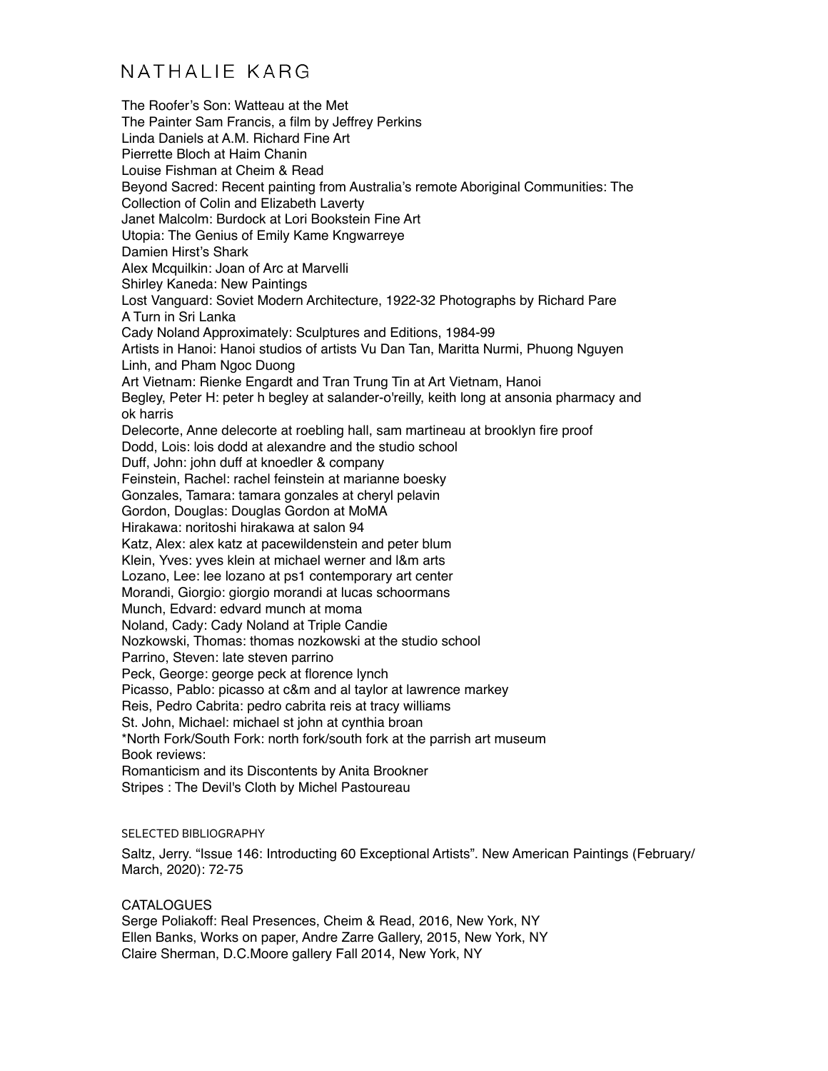# NATHALIE KARG

The Roofer's Son: Watteau at the Met
The Painter Sam Francis, a film by Jeffrey Perkins
Linda Daniels at A.M. Richard Fine Art
Pierrette Bloch at Haim Chanin
Louise Fishman at Cheim & Read
Beyond Sacred: Recent painting from Australia's remote Aboriginal Communities: The Collection of Colin and Elizabeth Laverty
Janet Malcolm: Burdock at Lori Bookstein Fine Art
Utopia: The Genius of Emily Kame Kngwarreye
Damien Hirst's Shark
Alex Mcquilkin: Joan of Arc at Marvelli
Shirley Kaneda: New Paintings
Lost Vanguard: Soviet Modern Architecture, 1922-32 Photographs by Richard Pare
A Turn in Sri Lanka
Cady Noland Approximately: Sculptures and Editions, 1984-99
Artists in Hanoi: Hanoi studios of artists Vu Dan Tan, Maritta Nurmi, Phuong Nguyen Linh, and Pham Ngoc Duong
Art Vietnam: Rienke Engardt and Tran Trung Tin at Art Vietnam, Hanoi
Begley, Peter H: peter h begley at salander-o'reilly, keith long at ansonia pharmacy and ok harris
Delecorte, Anne delecorte at roebling hall, sam martineau at brooklyn fire proof
Dodd, Lois: lois dodd at alexandre and the studio school
Duff, John: john duff at knoedler & company
Feinstein, Rachel: rachel feinstein at marianne boesky
Gonzales, Tamara: tamara gonzales at cheryl pelavin
Gordon, Douglas: Douglas Gordon at MoMA
Hirakawa: noritoshi hirakawa at salon 94
Katz, Alex: alex katz at pacewildenstein and peter blum
Klein, Yves: yves klein at michael werner and l&m arts
Lozano, Lee: lee lozano at ps1 contemporary art center
Morandi, Giorgio: giorgio morandi at lucas schoormans
Munch, Edvard: edvard munch at moma
Noland, Cady: Cady Noland at Triple Candie
Nozkowski, Thomas: thomas nozkowski at the studio school
Parrino, Steven: late steven parrino
Peck, George: george peck at florence lynch
Picasso, Pablo: picasso at c&m and al taylor at lawrence markey
Reis, Pedro Cabrita: pedro cabrita reis at tracy williams
St. John, Michael: michael st john at cynthia broan
*North Fork/South Fork: north fork/south fork at the parrish art museum
Book reviews:
Romanticism and its Discontents by Anita Brookner
Stripes : The Devil's Cloth by Michel Pastoureau

## SELECTED BIBLIOGRAPHY

Saltz, Jerry. "Issue 146: Introducting 60 Exceptional Artists". New American Paintings (February/March, 2020): 72-75

## CATALOGUES

Serge Poliakoff: Real Presences, Cheim & Read, 2016, New York, NY
Ellen Banks, Works on paper, Andre Zarre Gallery, 2015, New York, NY
Claire Sherman, D.C.Moore gallery Fall 2014, New York, NY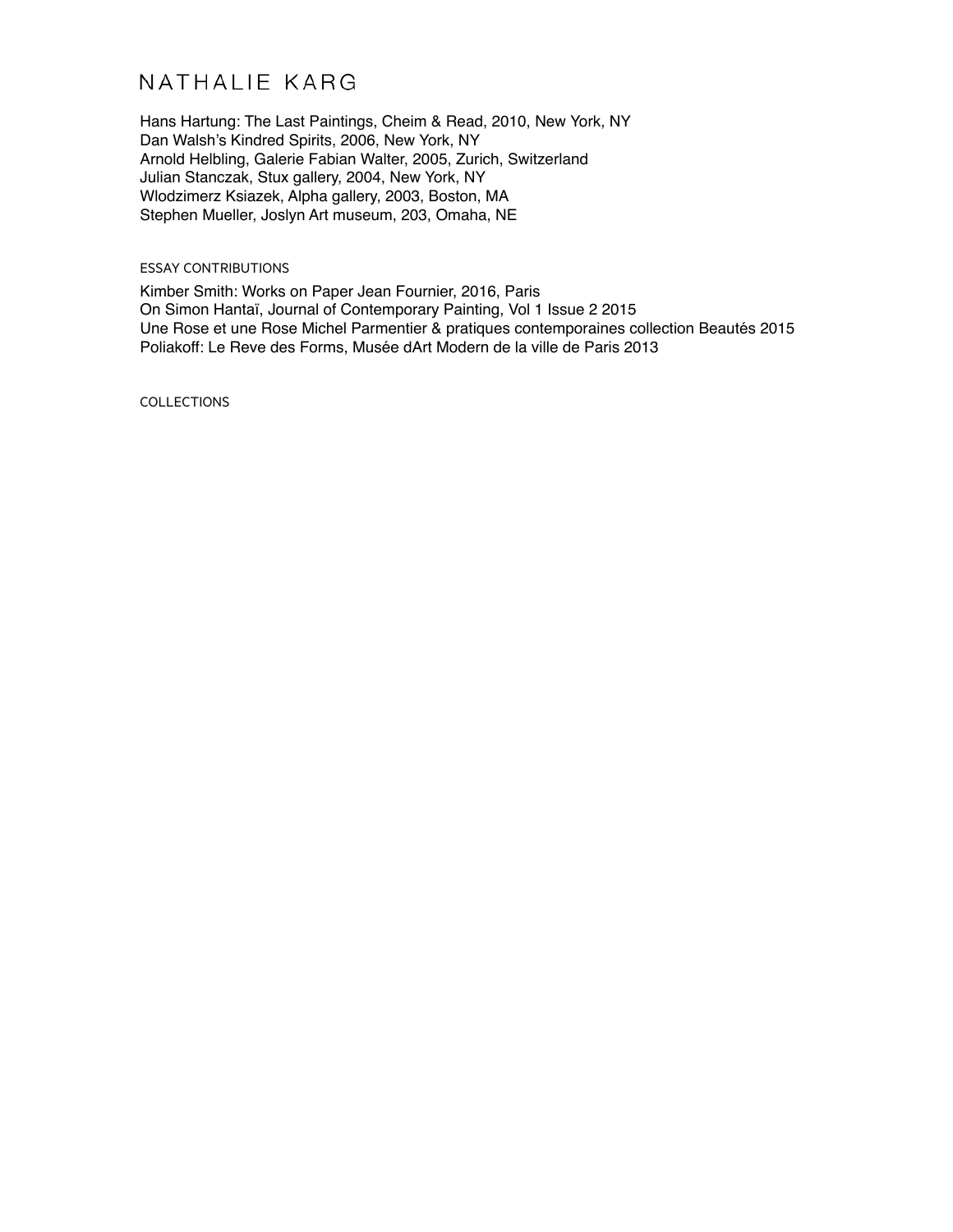# NATHALIE KARG

Hans Hartung: The Last Paintings, Cheim & Read, 2010, New York, NY
Dan Walsh's Kindred Spirits, 2006, New York, NY
Arnold Helbling, Galerie Fabian Walter, 2005, Zurich, Switzerland
Julian Stanczak, Stux gallery, 2004, New York, NY
Wlodzimerz Ksiazek, Alpha gallery, 2003, Boston, MA
Stephen Mueller, Joslyn Art museum, 203, Omaha, NE

ESSAY CONTRIBUTIONS

Kimber Smith: Works on Paper Jean Fournier, 2016, Paris
On Simon Hantaï, Journal of Contemporary Painting, Vol 1 Issue 2 2015
Une Rose et une Rose Michel Parmentier & pratiques contemporaines collection Beautés 2015
Poliakoff: Le Reve des Forms, Musée dArt Modern de la ville de Paris 2013

COLLECTIONS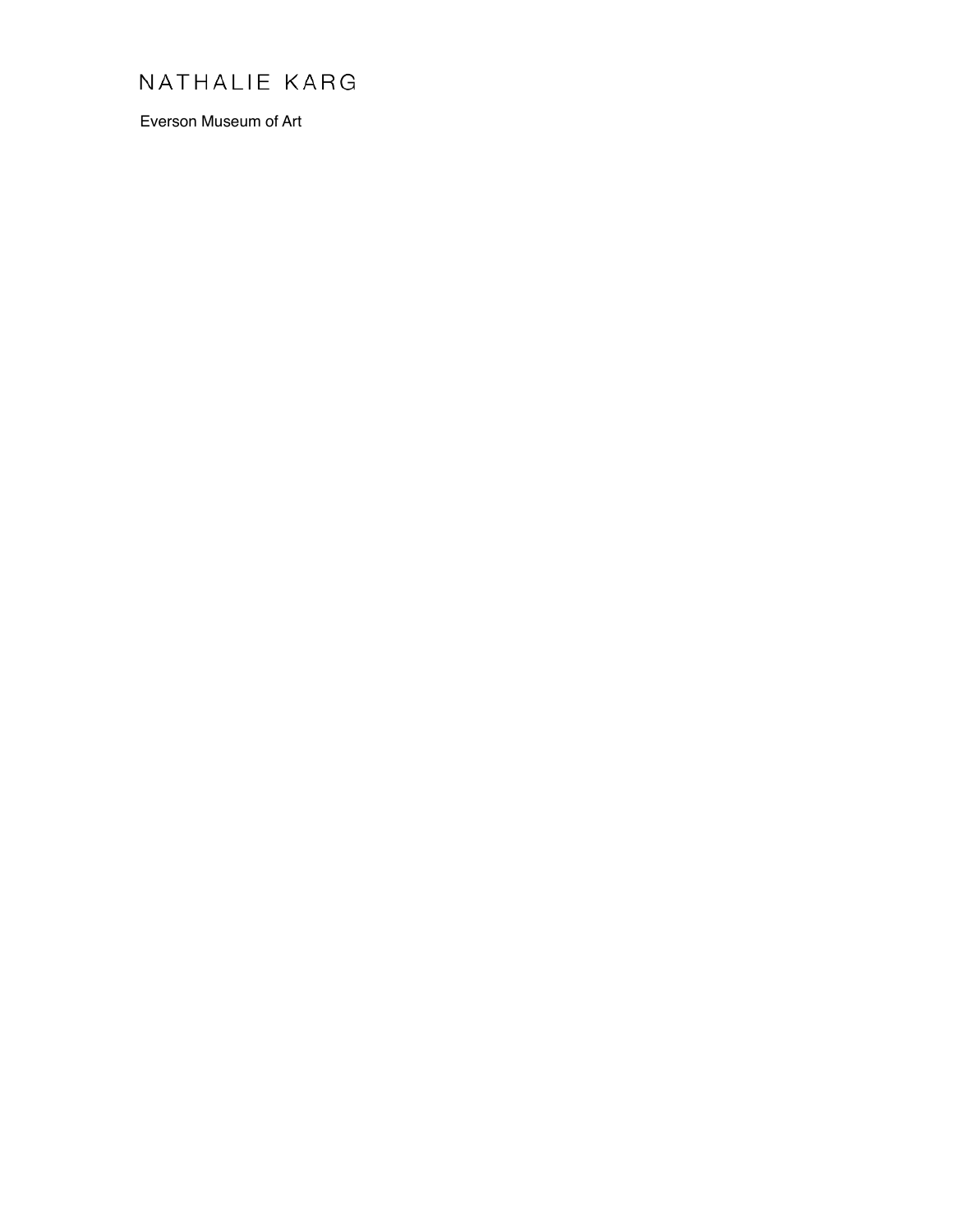Everson Museum of Art